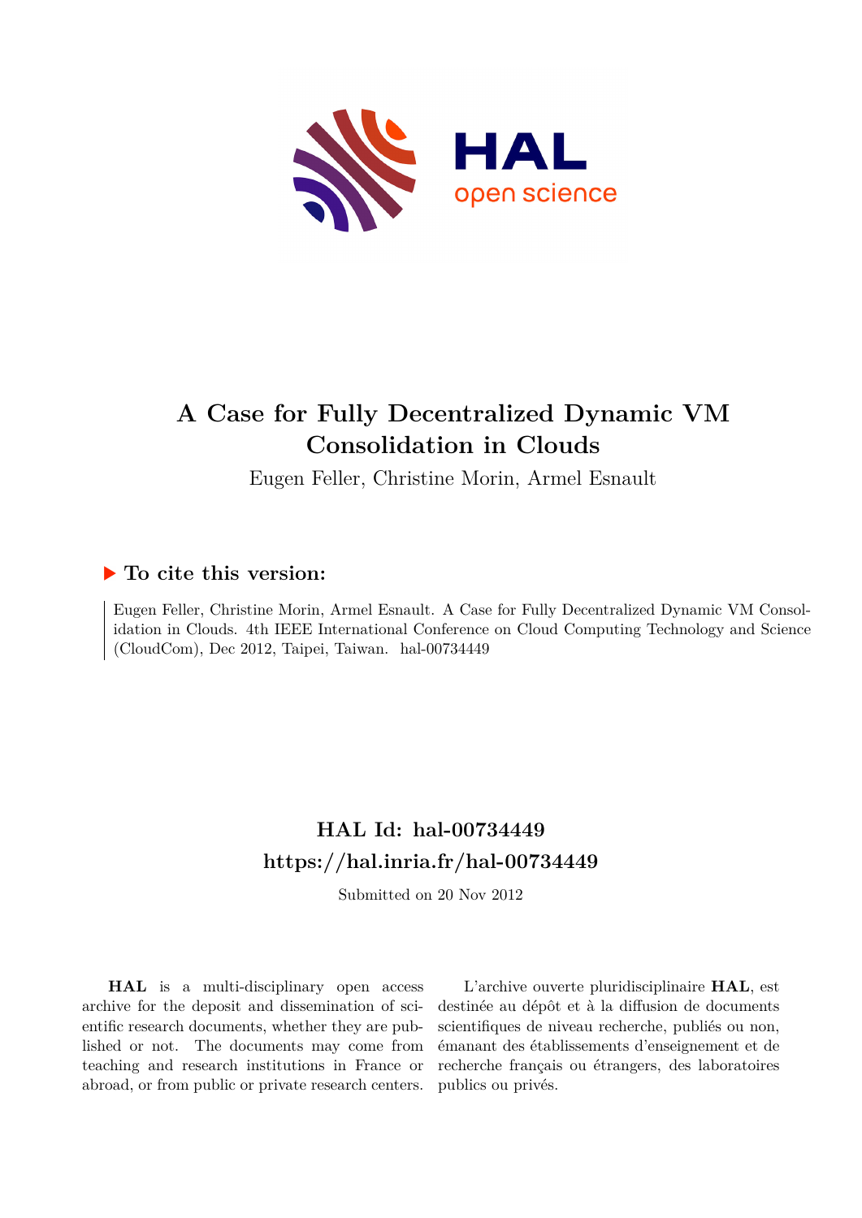# A Case for Fully Decentralized Dynamic VM Consolidation in Clouds

Eugen Feller, Christine Morin, Armel Esnault

### ▶ To cite this version:

Eugen Feller, Christine Morin, Armel Esnault. A Case for Fully Decentralized Dynamic VM Consolidation in Clouds. 4th IEEE International Conference on Cloud Computing Technology and Science (CloudCom), Dec 2012, Taipei, Taiwan. hal-00734449

## HAL Id: hal-00734449
## https://hal.inria.fr/hal-00734449

Submitted on 20 Nov 2012

**HAL** is a multi-disciplinary open access archive for the deposit and dissemination of scientific research documents, whether they are published or not. The documents may come from teaching and research institutions in France or abroad, or from public or private research centers.

L'archive ouverte pluridisciplinaire **HAL**, est destinée au dépôt et à la diffusion de documents scientifiques de niveau recherche, publiés ou non, émanant des établissements d'enseignement et de recherche français ou étrangers, des laboratoires publics ou privés.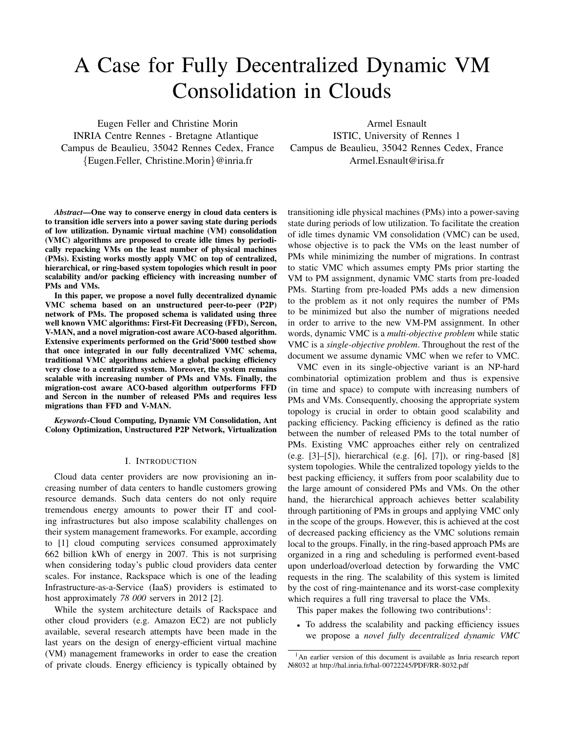# A Case for Fully Decentralized Dynamic VM Consolidation in Clouds

Eugen Feller and Christine Morin
INRIA Centre Rennes - Bretagne Atlantique
Campus de Beaulieu, 35042 Rennes Cedex, France
{Eugen.Feller, Christine.Morin}@inria.fr

Armel Esnault
ISTIC, University of Rennes 1
Campus de Beaulieu, 35042 Rennes Cedex, France
Armel.Esnault@irisa.fr

***Abstract*—One way to conserve energy in cloud data centers is to transition idle servers into a power saving state during periods of low utilization. Dynamic virtual machine (VM) consolidation (VMC) algorithms are proposed to create idle times by periodically repacking VMs on the least number of physical machines (PMs). Existing works mostly apply VMC on top of centralized, hierarchical, or ring-based system topologies which result in poor scalability and/or packing efficiency with increasing number of PMs and VMs.**

**In this paper, we propose a novel fully decentralized dynamic VMC schema based on an unstructured peer-to-peer (P2P) network of PMs. The proposed schema is validated using three well known VMC algorithms: First-Fit Decreasing (FFD), Sercon, V-MAN, and a novel migration-cost aware ACO-based algorithm. Extensive experiments performed on the Grid'5000 testbed show that once integrated in our fully decentralized VMC schema, traditional VMC algorithms achieve a global packing efficiency very close to a centralized system. Moreover, the system remains scalable with increasing number of PMs and VMs. Finally, the migration-cost aware ACO-based algorithm outperforms FFD and Sercon in the number of released PMs and requires less migrations than FFD and V-MAN.**

***Keywords*-Cloud Computing, Dynamic VM Consolidation, Ant Colony Optimization, Unstructured P2P Network, Virtualization**

## I. Introduction

Cloud data center providers are now provisioning an increasing number of data centers to handle customers growing resource demands. Such data centers do not only require tremendous energy amounts to power their IT and cooling infrastructures but also impose scalability challenges on their system management frameworks. For example, according to [1] cloud computing services consumed approximately 662 billion kWh of energy in 2007. This is not surprising when considering today's public cloud providers data center scales. For instance, Rackspace which is one of the leading Infrastructure-as-a-Service (IaaS) providers is estimated to host approximately *78 000* servers in 2012 [2].

While the system architecture details of Rackspace and other cloud providers (e.g. Amazon EC2) are not publicly available, several research attempts have been made in the last years on the design of energy-efficient virtual machine (VM) management frameworks in order to ease the creation of private clouds. Energy efficiency is typically obtained by transitioning idle physical machines (PMs) into a power-saving state during periods of low utilization. To facilitate the creation of idle times dynamic VM consolidation (VMC) can be used, whose objective is to pack the VMs on the least number of PMs while minimizing the number of migrations. In contrast to static VMC which assumes empty PMs prior starting the VM to PM assignment, dynamic VMC starts from pre-loaded PMs. Starting from pre-loaded PMs adds a new dimension to the problem as it not only requires the number of PMs to be minimized but also the number of migrations needed in order to arrive to the new VM-PM assignment. In other words, dynamic VMC is a *multi-objective problem* while static VMC is a *single-objective problem*. Throughout the rest of the document we assume dynamic VMC when we refer to VMC.

VMC even in its single-objective variant is an NP-hard combinatorial optimization problem and thus is expensive (in time and space) to compute with increasing numbers of PMs and VMs. Consequently, choosing the appropriate system topology is crucial in order to obtain good scalability and packing efficiency. Packing efficiency is defined as the ratio between the number of released PMs to the total number of PMs. Existing VMC approaches either rely on centralized (e.g. [3]–[5]), hierarchical (e.g. [6], [7]), or ring-based [8] system topologies. While the centralized topology yields to the best packing efficiency, it suffers from poor scalability due to the large amount of considered PMs and VMs. On the other hand, the hierarchical approach achieves better scalability through partitioning of PMs in groups and applying VMC only in the scope of the groups. However, this is achieved at the cost of decreased packing efficiency as the VMC solutions remain local to the groups. Finally, in the ring-based approach PMs are organized in a ring and scheduling is performed event-based upon underload/overload detection by forwarding the VMC requests in the ring. The scalability of this system is limited by the cost of ring-maintenance and its worst-case complexity which requires a full ring traversal to place the VMs.

This paper makes the following two contributions[1]:

- To address the scalability and packing efficiency issues we propose a *novel fully decentralized dynamic VMC*

[1] An earlier version of this document is available as Inria research report №8032 at http://hal.inria.fr/hal-00722245/PDF/RR-8032.pdf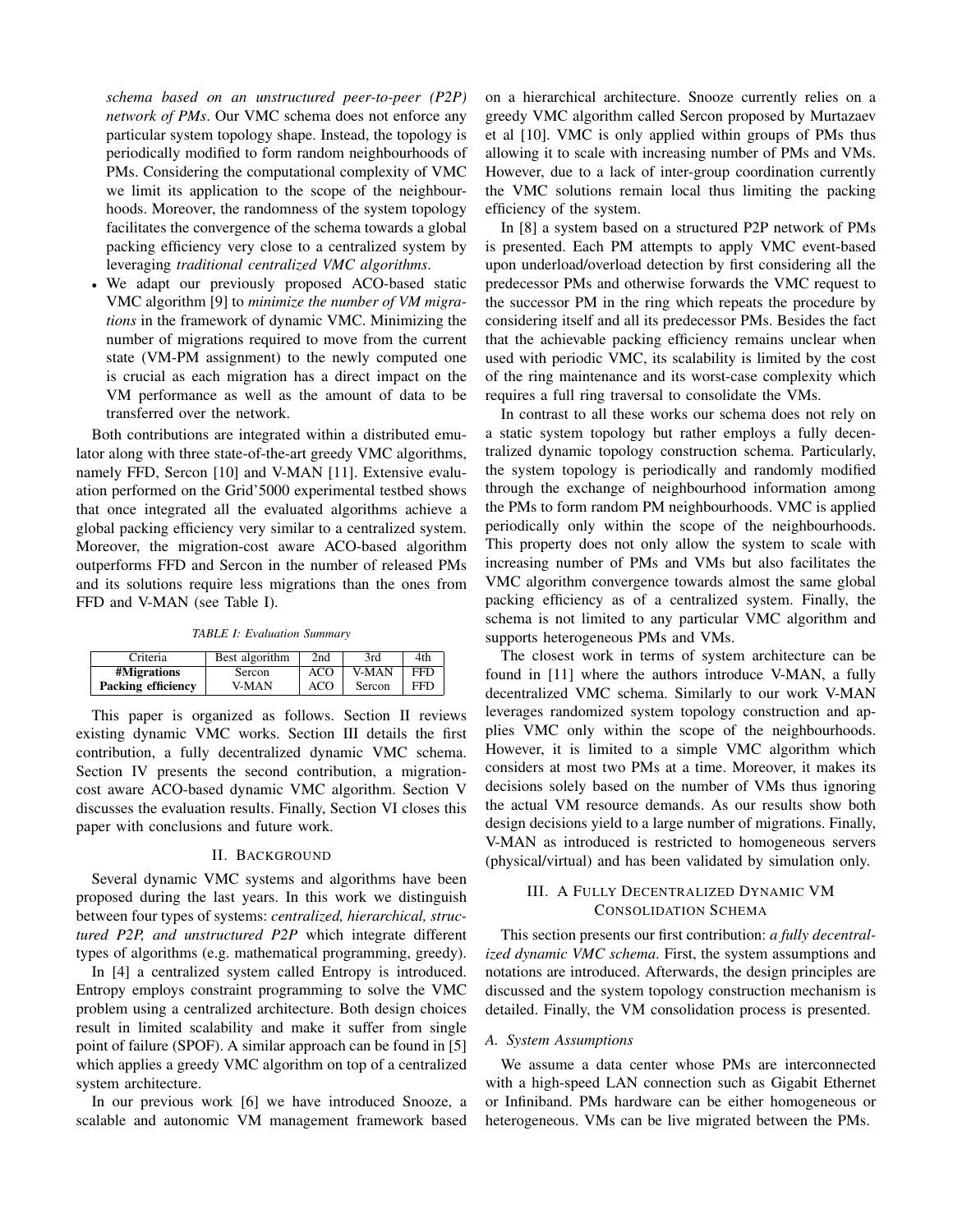*schema based on an unstructured peer-to-peer (P2P) network of PMs*. Our VMC schema does not enforce any particular system topology shape. Instead, the topology is periodically modified to form random neighbourhoods of PMs. Considering the computational complexity of VMC we limit its application to the scope of the neighbourhoods. Moreover, the randomness of the system topology facilitates the convergence of the schema towards a global packing efficiency very close to a centralized system by leveraging *traditional centralized VMC algorithms*.

- We adapt our previously proposed ACO-based static VMC algorithm [9] to *minimize the number of VM migrations* in the framework of dynamic VMC. Minimizing the number of migrations required to move from the current state (VM-PM assignment) to the newly computed one is crucial as each migration has a direct impact on the VM performance as well as the amount of data to be transferred over the network.

Both contributions are integrated within a distributed emulator along with three state-of-the-art greedy VMC algorithms, namely FFD, Sercon [10] and V-MAN [11]. Extensive evaluation performed on the Grid'5000 experimental testbed shows that once integrated all the evaluated algorithms achieve a global packing efficiency very similar to a centralized system. Moreover, the migration-cost aware ACO-based algorithm outperforms FFD and Sercon in the number of released PMs and its solutions require less migrations than the ones from FFD and V-MAN (see Table I).

*TABLE I: Evaluation Summary*

| Criteria | Best algorithm | 2nd | 3rd | 4th |
|---|---|---|---|---|
| **#Migrations** | Sercon | ACO | V-MAN | FFD |
| **Packing efficiency** | V-MAN | ACO | Sercon | FFD |

This paper is organized as follows. Section II reviews existing dynamic VMC works. Section III details the first contribution, a fully decentralized dynamic VMC schema. Section IV presents the second contribution, a migration-cost aware ACO-based dynamic VMC algorithm. Section V discusses the evaluation results. Finally, Section VI closes this paper with conclusions and future work.

## II. Background

Several dynamic VMC systems and algorithms have been proposed during the last years. In this work we distinguish between four types of systems: *centralized, hierarchical, structured P2P, and unstructured P2P* which integrate different types of algorithms (e.g. mathematical programming, greedy).

In [4] a centralized system called Entropy is introduced. Entropy employs constraint programming to solve the VMC problem using a centralized architecture. Both design choices result in limited scalability and make it suffer from single point of failure (SPOF). A similar approach can be found in [5] which applies a greedy VMC algorithm on top of a centralized system architecture.

In our previous work [6] we have introduced Snooze, a scalable and autonomic VM management framework based on a hierarchical architecture. Snooze currently relies on a greedy VMC algorithm called Sercon proposed by Murtazaev et al [10]. VMC is only applied within groups of PMs thus allowing it to scale with increasing number of PMs and VMs. However, due to a lack of inter-group coordination currently the VMC solutions remain local thus limiting the packing efficiency of the system.

In [8] a system based on a structured P2P network of PMs is presented. Each PM attempts to apply VMC event-based upon underload/overload detection by first considering all the predecessor PMs and otherwise forwards the VMC request to the successor PM in the ring which repeats the procedure by considering itself and all its predecessor PMs. Besides the fact that the achievable packing efficiency remains unclear when used with periodic VMC, its scalability is limited by the cost of the ring maintenance and its worst-case complexity which requires a full ring traversal to consolidate the VMs.

In contrast to all these works our schema does not rely on a static system topology but rather employs a fully decentralized dynamic topology construction schema. Particularly, the system topology is periodically and randomly modified through the exchange of neighbourhood information among the PMs to form random PM neighbourhoods. VMC is applied periodically only within the scope of the neighbourhoods. This property does not only allow the system to scale with increasing number of PMs and VMs but also facilitates the VMC algorithm convergence towards almost the same global packing efficiency as of a centralized system. Finally, the schema is not limited to any particular VMC algorithm and supports heterogeneous PMs and VMs.

The closest work in terms of system architecture can be found in [11] where the authors introduce V-MAN, a fully decentralized VMC schema. Similarly to our work V-MAN leverages randomized system topology construction and applies VMC only within the scope of the neighbourhoods. However, it is limited to a simple VMC algorithm which considers at most two PMs at a time. Moreover, it makes its decisions solely based on the number of VMs thus ignoring the actual VM resource demands. As our results show both design decisions yield to a large number of migrations. Finally, V-MAN as introduced is restricted to homogeneous servers (physical/virtual) and has been validated by simulation only.

## III. A Fully Decentralized Dynamic VM Consolidation Schema

This section presents our first contribution: *a fully decentralized dynamic VMC schema*. First, the system assumptions and notations are introduced. Afterwards, the design principles are discussed and the system topology construction mechanism is detailed. Finally, the VM consolidation process is presented.

### A. System Assumptions

We assume a data center whose PMs are interconnected with a high-speed LAN connection such as Gigabit Ethernet or Infiniband. PMs hardware can be either homogeneous or heterogeneous. VMs can be live migrated between the PMs.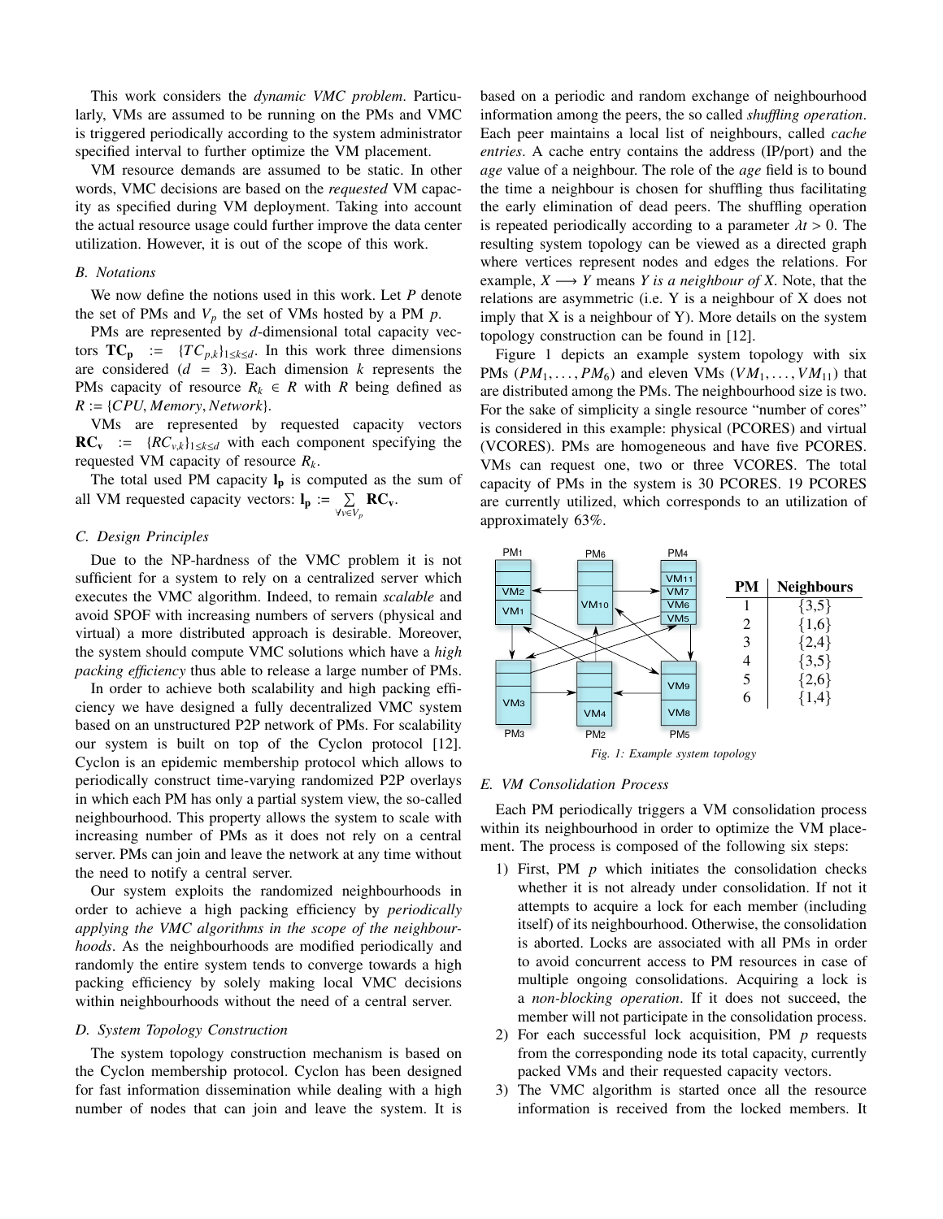This work considers the *dynamic VMC problem*. Particularly, VMs are assumed to be running on the PMs and VMC is triggered periodically according to the system administrator specified interval to further optimize the VM placement.

VM resource demands are assumed to be static. In other words, VMC decisions are based on the *requested* VM capacity as specified during VM deployment. Taking into account the actual resource usage could further improve the data center utilization. However, it is out of the scope of this work.

### B. Notations

We now define the notions used in this work. Let $P$ denote the set of PMs and $V_p$ the set of VMs hosted by a PM $p$.

PMs are represented by $d$-dimensional total capacity vectors $\mathbf{TC_p} := \{TC_{p,k}\}_{1 \leq k \leq d}$. In this work three dimensions are considered ($d = 3$). Each dimension $k$ represents the PMs capacity of resource $R_k \in R$ with $R$ being defined as $R := \{CPU, Memory, Network\}$.

VMs are represented by requested capacity vectors $\mathbf{RC_v} := \{RC_{v,k}\}_{1 \leq k \leq d}$ with each component specifying the requested VM capacity of resource $R_k$.

The total used PM capacity $\mathbf{l_p}$ is computed as the sum of all VM requested capacity vectors: $\mathbf{l_p} := \sum_{\forall v \in V_p} \mathbf{RC_v}$.

### C. Design Principles

Due to the NP-hardness of the VMC problem it is not sufficient for a system to rely on a centralized server which executes the VMC algorithm. Indeed, to remain *scalable* and avoid SPOF with increasing numbers of servers (physical and virtual) a more distributed approach is desirable. Moreover, the system should compute VMC solutions which have a *high packing efficiency* thus able to release a large number of PMs.

In order to achieve both scalability and high packing efficiency we have designed a fully decentralized VMC system based on an unstructured P2P network of PMs. For scalability our system is built on top of the Cyclon protocol [12]. Cyclon is an epidemic membership protocol which allows to periodically construct time-varying randomized P2P overlays in which each PM has only a partial system view, the so-called neighbourhood. This property allows the system to scale with increasing number of PMs as it does not rely on a central server. PMs can join and leave the network at any time without the need to notify a central server.

Our system exploits the randomized neighbourhoods in order to achieve a high packing efficiency by *periodically applying the VMC algorithms in the scope of the neighbourhoods*. As the neighbourhoods are modified periodically and randomly the entire system tends to converge towards a high packing efficiency by solely making local VMC decisions within neighbourhoods without the need of a central server.

### D. System Topology Construction

The system topology construction mechanism is based on the Cyclon membership protocol. Cyclon has been designed for fast information dissemination while dealing with a high number of nodes that can join and leave the system. It is based on a periodic and random exchange of neighbourhood information among the peers, the so called *shuffling operation*. Each peer maintains a local list of neighbours, called *cache entries*. A cache entry contains the address (IP/port) and the *age* value of a neighbour. The role of the *age* field is to bound the time a neighbour is chosen for shuffling thus facilitating the early elimination of dead peers. The shuffling operation is repeated periodically according to a parameter $\lambda t > 0$. The resulting system topology can be viewed as a directed graph where vertices represent nodes and edges the relations. For example, $X \longrightarrow Y$ means *Y is a neighbour of X*. Note, that the relations are asymmetric (i.e. Y is a neighbour of X does not imply that X is a neighbour of Y). More details on the system topology construction can be found in [12].

Figure 1 depicts an example system topology with six PMs ($PM_1, \ldots, PM_6$) and eleven VMs ($VM_1, \ldots, VM_{11}$) that are distributed among the PMs. The neighbourhood size is two. For the sake of simplicity a single resource "number of cores" is considered in this example: physical (PCORES) and virtual (VCORES). PMs are homogeneous and have five PCORES. VMs can request one, two or three VCORES. The total capacity of PMs in the system is 30 PCORES. 19 PCORES are currently utilized, which corresponds to an utilization of approximately 63%.

| PM | Neighbours |
|---|---|
| 1 | {3,5} |
| 2 | {1,6} |
| 3 | {2,4} |
| 4 | {3,5} |
| 5 | {2,6} |
| 6 | {1,4} |

*Fig. 1: Example system topology*

### E. VM Consolidation Process

Each PM periodically triggers a VM consolidation process within its neighbourhood in order to optimize the VM placement. The process is composed of the following six steps:

1) First, PM $p$ which initiates the consolidation checks whether it is not already under consolidation. If not it attempts to acquire a lock for each member (including itself) of its neighbourhood. Otherwise, the consolidation is aborted. Locks are associated with all PMs in order to avoid concurrent access to PM resources in case of multiple ongoing consolidations. Acquiring a lock is a *non-blocking operation*. If it does not succeed, the member will not participate in the consolidation process.
2) For each successful lock acquisition, PM $p$ requests from the corresponding node its total capacity, currently packed VMs and their requested capacity vectors.
3) The VMC algorithm is started once all the resource information is received from the locked members. It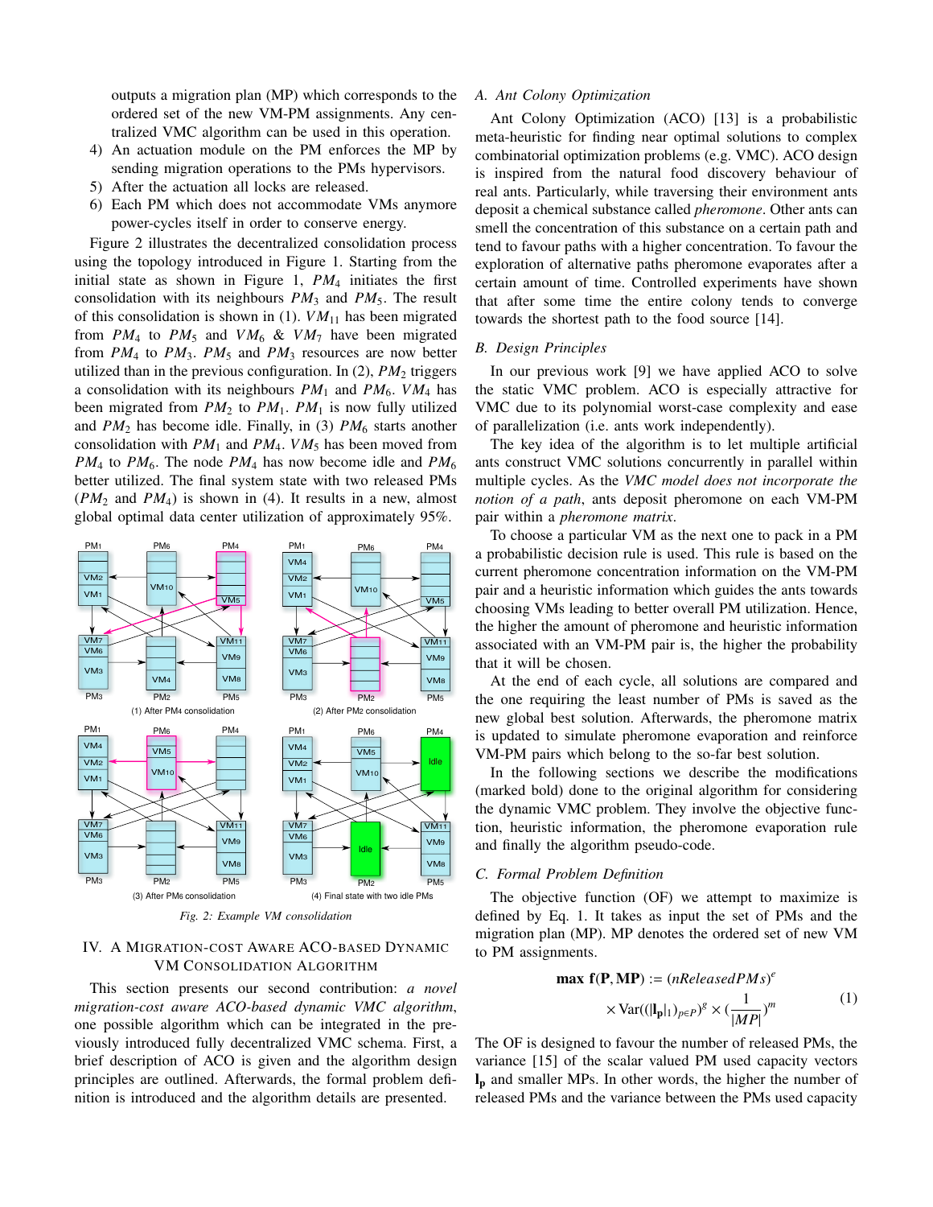outputs a migration plan (MP) which corresponds to the ordered set of the new VM-PM assignments. Any centralized VMC algorithm can be used in this operation.

4) An actuation module on the PM enforces the MP by sending migration operations to the PMs hypervisors.
5) After the actuation all locks are released.
6) Each PM which does not accommodate VMs anymore power-cycles itself in order to conserve energy.

Figure 2 illustrates the decentralized consolidation process using the topology introduced in Figure 1. Starting from the initial state as shown in Figure 1, $PM_4$ initiates the first consolidation with its neighbours $PM_3$ and $PM_5$. The result of this consolidation is shown in (1). $VM_{11}$ has been migrated from $PM_4$ to $PM_5$ and $VM_6$ & $VM_7$ have been migrated from $PM_4$ to $PM_3$. $PM_5$ and $PM_3$ resources are now better utilized than in the previous configuration. In (2), $PM_2$ triggers a consolidation with its neighbours $PM_1$ and $PM_6$. $VM_4$ has been migrated from $PM_2$ to $PM_1$. $PM_1$ is now fully utilized and $PM_2$ has become idle. Finally, in (3) $PM_6$ starts another consolidation with $PM_1$ and $PM_4$. $VM_5$ has been moved from $PM_4$ to $PM_6$. The node $PM_4$ has now become idle and $PM_6$ better utilized. The final system state with two released PMs ($PM_2$ and $PM_4$) is shown in (4). It results in a new, almost global optimal data center utilization of approximately 95%.

(1) After PM4 consolidation — (2) After PM2 consolidation — (3) After PM6 consolidation — (4) Final state with two idle PMs

*Fig. 2: Example VM consolidation*

## IV. A Migration-cost Aware ACO-based Dynamic VM Consolidation Algorithm

This section presents our second contribution: *a novel migration-cost aware ACO-based dynamic VMC algorithm*, one possible algorithm which can be integrated in the previously introduced fully decentralized VMC schema. First, a brief description of ACO is given and the algorithm design principles are outlined. Afterwards, the formal problem definition is introduced and the algorithm details are presented.

### A. Ant Colony Optimization

Ant Colony Optimization (ACO) [13] is a probabilistic meta-heuristic for finding near optimal solutions to complex combinatorial optimization problems (e.g. VMC). ACO design is inspired from the natural food discovery behaviour of real ants. Particularly, while traversing their environment ants deposit a chemical substance called *pheromone*. Other ants can smell the concentration of this substance on a certain path and tend to favour paths with a higher concentration. To favour the exploration of alternative paths pheromone evaporates after a certain amount of time. Controlled experiments have shown that after some time the entire colony tends to converge towards the shortest path to the food source [14].

### B. Design Principles

In our previous work [9] we have applied ACO to solve the static VMC problem. ACO is especially attractive for VMC due to its polynomial worst-case complexity and ease of parallelization (i.e. ants work independently).

The key idea of the algorithm is to let multiple artificial ants construct VMC solutions concurrently in parallel within multiple cycles. As the *VMC model does not incorporate the notion of a path*, ants deposit pheromone on each VM-PM pair within a *pheromone matrix*.

To choose a particular VM as the next one to pack in a PM a probabilistic decision rule is used. This rule is based on the current pheromone concentration information on the VM-PM pair and a heuristic information which guides the ants towards choosing VMs leading to better overall PM utilization. Hence, the higher the amount of pheromone and heuristic information associated with an VM-PM pair is, the higher the probability that it will be chosen.

At the end of each cycle, all solutions are compared and the one requiring the least number of PMs is saved as the new global best solution. Afterwards, the pheromone matrix is updated to simulate pheromone evaporation and reinforce VM-PM pairs which belong to the so-far best solution.

In the following sections we describe the modifications (marked bold) done to the original algorithm for considering the dynamic VMC problem. They involve the objective function, heuristic information, the pheromone evaporation rule and finally the algorithm pseudo-code.

### C. Formal Problem Definition

The objective function (OF) we attempt to maximize is defined by Eq. 1. It takes as input the set of PMs and the migration plan (MP). MP denotes the ordered set of new VM to PM assignments.

$$\textbf{max } \mathbf{f(P, MP)} := (nReleasedPMs)^e \times \mathrm{Var}((|\mathbf{l_p}|_1)_{p \in P})^g \times (\frac{1}{|MP|})^m \tag{1}$$

The OF is designed to favour the number of released PMs, the variance [15] of the scalar valued PM used capacity vectors $\mathbf{l_p}$ and smaller MPs. In other words, the higher the number of released PMs and the variance between the PMs used capacity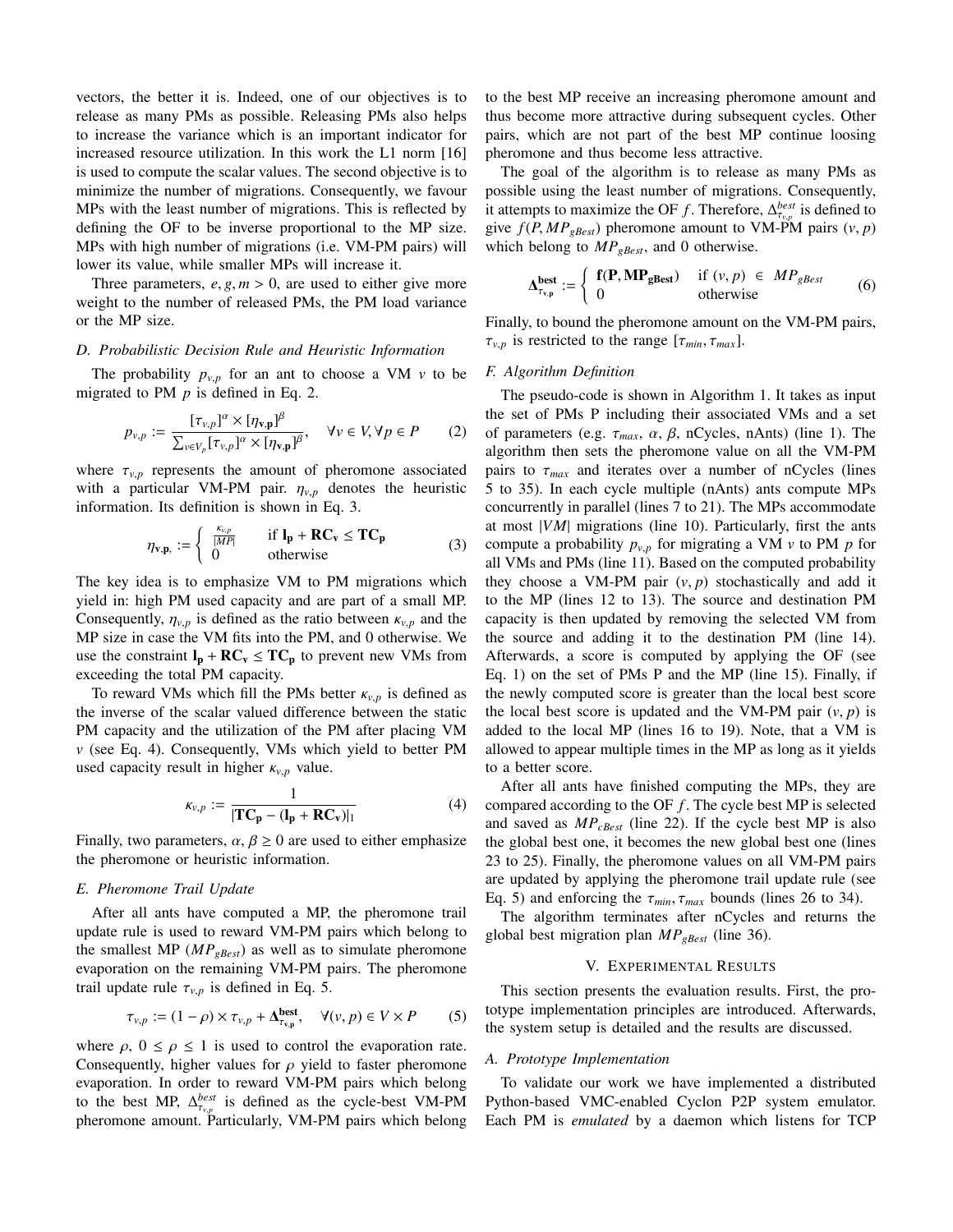vectors, the better it is. Indeed, one of our objectives is to release as many PMs as possible. Releasing PMs also helps to increase the variance which is an important indicator for increased resource utilization. In this work the L1 norm [16] is used to compute the scalar values. The second objective is to minimize the number of migrations. Consequently, we favour MPs with the least number of migrations. This is reflected by defining the OF to be inverse proportional to the MP size. MPs with high number of migrations (i.e. VM-PM pairs) will lower its value, while smaller MPs will increase it.

Three parameters, $e, g, m > 0$, are used to either give more weight to the number of released PMs, the PM load variance or the MP size.

### D. Probabilistic Decision Rule and Heuristic Information

The probability $p_{v,p}$ for an ant to choose a VM $v$ to be migrated to PM $p$ is defined in Eq. 2.

$$p_{v,p} := \frac{[\tau_{v,p}]^{\alpha} \times [\eta_{\mathbf{v},\mathbf{p}}]^{\beta}}{\sum_{v \in V_p} [\tau_{v,p}]^{\alpha} \times [\eta_{\mathbf{v},\mathbf{p}}]^{\beta}}, \quad \forall v \in V, \forall p \in P \qquad (2)$$

where $\tau_{v,p}$ represents the amount of pheromone associated with a particular VM-PM pair. $\eta_{v,p}$ denotes the heuristic information. Its definition is shown in Eq. 3.

$$\eta_{\mathbf{v},\mathbf{p}} := \begin{cases} \frac{\kappa_{v,p}}{|MP|} & \text{if } \mathbf{l_p} + \mathbf{RC_v} \leq \mathbf{TC_p} \\ 0 & \text{otherwise} \end{cases} \qquad (3)$$

The key idea is to emphasize VM to PM migrations which yield in: high PM used capacity and are part of a small MP. Consequently, $\eta_{v,p}$ is defined as the ratio between $\kappa_{v,p}$ and the MP size in case the VM fits into the PM, and 0 otherwise. We use the constraint $\mathbf{l_p} + \mathbf{RC_v} \leq \mathbf{TC_p}$ to prevent new VMs from exceeding the total PM capacity.

To reward VMs which fill the PMs better $\kappa_{v,p}$ is defined as the inverse of the scalar valued difference between the static PM capacity and the utilization of the PM after placing VM $v$ (see Eq. 4). Consequently, VMs which yield to better PM used capacity result in higher $\kappa_{v,p}$ value.

$$\kappa_{v,p} := \frac{1}{|\mathbf{TC_p} - (\mathbf{l_p} + \mathbf{RC_v})|_1} \qquad (4)$$

Finally, two parameters, $\alpha, \beta \geq 0$ are used to either emphasize the pheromone or heuristic information.

### E. Pheromone Trail Update

After all ants have computed a MP, the pheromone trail update rule is used to reward VM-PM pairs which belong to the smallest MP ($MP_{gBest}$) as well as to simulate pheromone evaporation on the remaining VM-PM pairs. The pheromone trail update rule $\tau_{v,p}$ is defined in Eq. 5.

$$\tau_{v,p} := (1 - \rho) \times \tau_{v,p} + \mathbf{\Delta^{best}_{\tau_{v,p}}}, \quad \forall (v, p) \in V \times P \qquad (5)$$

where $\rho$, $0 \leq \rho \leq 1$ is used to control the evaporation rate. Consequently, higher values for $\rho$ yield to faster pheromone evaporation. In order to reward VM-PM pairs which belong to the best MP, $\Delta^{best}_{\tau_{v,p}}$ is defined as the cycle-best VM-PM pheromone amount. Particularly, VM-PM pairs which belong to the best MP receive an increasing pheromone amount and thus become more attractive during subsequent cycles. Other pairs, which are not part of the best MP continue loosing pheromone and thus become less attractive.

The goal of the algorithm is to release as many PMs as possible using the least number of migrations. Consequently, it attempts to maximize the OF $f$. Therefore, $\Delta^{best}_{\tau_{v,p}}$ is defined to give $f(P, MP_{gBest})$ pheromone amount to VM-PM pairs $(v, p)$ which belong to $MP_{gBest}$, and 0 otherwise.

$$\mathbf{\Delta^{best}_{\tau_{v,p}}} := \begin{cases} \mathbf{f(P, MP_{gBest})} & \text{if } (v, p) \in MP_{gBest} \\ 0 & \text{otherwise} \end{cases} \qquad (6)$$

Finally, to bound the pheromone amount on the VM-PM pairs, $\tau_{v,p}$ is restricted to the range $[\tau_{min}, \tau_{max}]$.

### F. Algorithm Definition

The pseudo-code is shown in Algorithm 1. It takes as input the set of PMs P including their associated VMs and a set of parameters (e.g. $\tau_{max}$, $\alpha$, $\beta$, nCycles, nAnts) (line 1). The algorithm then sets the pheromone value on all the VM-PM pairs to $\tau_{max}$ and iterates over a number of nCycles (lines 5 to 35). In each cycle multiple (nAnts) ants compute MPs concurrently in parallel (lines 7 to 21). The MPs accommodate at most $|VM|$ migrations (line 10). Particularly, first the ants compute a probability $p_{v,p}$ for migrating a VM $v$ to PM $p$ for all VMs and PMs (line 11). Based on the computed probability they choose a VM-PM pair $(v, p)$ stochastically and add it to the MP (lines 12 to 13). The source and destination PM capacity is then updated by removing the selected VM from the source and adding it to the destination PM (line 14). Afterwards, a score is computed by applying the OF (see Eq. 1) on the set of PMs P and the MP (line 15). Finally, if the newly computed score is greater than the local best score the local best score is updated and the VM-PM pair $(v, p)$ is added to the local MP (lines 16 to 19). Note, that a VM is allowed to appear multiple times in the MP as long as it yields to a better score.

After all ants have finished computing the MPs, they are compared according to the OF $f$. The cycle best MP is selected and saved as $MP_{cBest}$ (line 22). If the cycle best MP is also the global best one, it becomes the new global best one (lines 23 to 25). Finally, the pheromone values on all VM-PM pairs are updated by applying the pheromone trail update rule (see Eq. 5) and enforcing the $\tau_{min}, \tau_{max}$ bounds (lines 26 to 34).

The algorithm terminates after nCycles and returns the global best migration plan $MP_{gBest}$ (line 36).

## V. Experimental Results

This section presents the evaluation results. First, the prototype implementation principles are introduced. Afterwards, the system setup is detailed and the results are discussed.

### A. Prototype Implementation

To validate our work we have implemented a distributed Python-based VMC-enabled Cyclon P2P system emulator. Each PM is *emulated* by a daemon which listens for TCP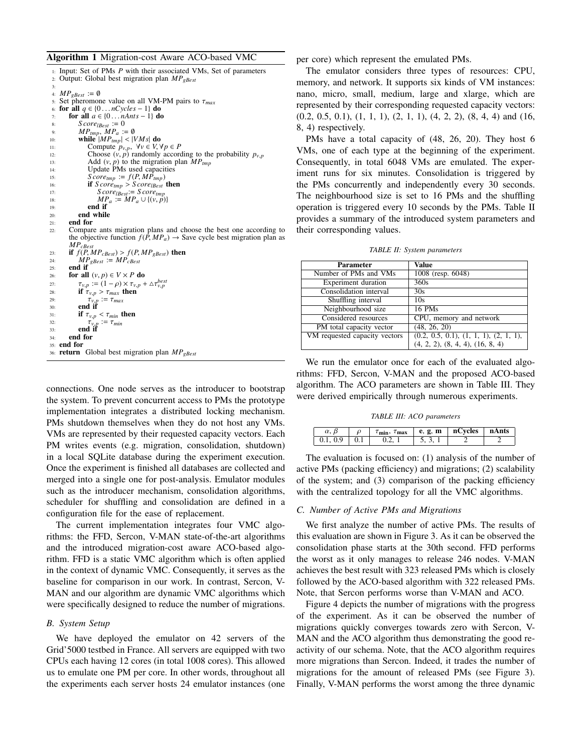**Algorithm 1** Migration-cost Aware ACO-based VMC

```
1:  Input: Set of PMs P with their associated VMs, Set of parameters
2:  Output: Global best migration plan MP_gBest
3:
4:  MP_gBest := ∅
5:  Set pheromone value on all VM-PM pairs to τ_max
6:  for all q ∈ {0...nCycles − 1} do
7:      for all a ∈ {0...nAnts − 1} do
8:          Score_lBest := 0
9:          MP_tmp, MP_a := ∅
10:         while |MP_tmp| < |VMs| do
11:             Compute p_{v,p}, ∀v ∈ V, ∀p ∈ P
12:             Choose (v, p) randomly according to the probability p_{v,p}
13:             Add (v, p) to the migration plan MP_tmp
14:             Update PMs used capacities
15:             Score_tmp := f(P, MP_tmp)
16:             if Score_tmp > Score_lBest then
17:                 Score_lBest := Score_tmp
18:                 MP_a := MP_a ∪ {(v, p)}
19:             end if
20:         end while
21:     end for
22:     Compare ants migration plans and choose the best one according to
        the objective function f(P, MP_a) → Save cycle best migration plan as
        MP_cBest
23:     if f(P, MP_cBest) > f(P, MP_gBest) then
24:         MP_gBest := MP_cBest
25:     end if
26:     for all (v, p) ∈ V × P do
27:         τ_{v,p} := (1 − ρ) × τ_{v,p} + Δτ^best_{v,p}
28:         if τ_{v,p} > τ_max then
29:             τ_{v,p} := τ_max
30:         end if
31:         if τ_{v,p} < τ_min then
32:             τ_{v,p} := τ_min
33:         end if
34:     end for
35: end for
36: return Global best migration plan MP_gBest
```

connections. One node serves as the introducer to bootstrap the system. To prevent concurrent access to PMs the prototype implementation integrates a distributed locking mechanism. PMs shutdown themselves when they do not host any VMs. VMs are represented by their requested capacity vectors. Each PM writes events (e.g. migration, consolidation, shutdown) in a local SQLite database during the experiment execution. Once the experiment is finished all databases are collected and merged into a single one for post-analysis. Emulator modules such as the introducer mechanism, consolidation algorithms, scheduler for shuffling and consolidation are defined in a configuration file for the ease of replacement.

The current implementation integrates four VMC algorithms: the FFD, Sercon, V-MAN state-of-the-art algorithms and the introduced migration-cost aware ACO-based algorithm. FFD is a static VMC algorithm which is often applied in the context of dynamic VMC. Consequently, it serves as the baseline for comparison in our work. In contrast, Sercon, V-MAN and our algorithm are dynamic VMC algorithms which were specifically designed to reduce the number of migrations.

### *B. System Setup*

We have deployed the emulator on 42 servers of the Grid'5000 testbed in France. All servers are equipped with two CPUs each having 12 cores (in total 1008 cores). This allowed us to emulate one PM per core. In other words, throughout all the experiments each server hosts 24 emulator instances (one per core) which represent the emulated PMs.

The emulator considers three types of resources: CPU, memory, and network. It supports six kinds of VM instances: nano, micro, small, medium, large and xlarge, which are represented by their corresponding requested capacity vectors: (0.2, 0.5, 0.1), (1, 1, 1), (2, 1, 1), (4, 2, 2), (8, 4, 4) and (16, 8, 4) respectively.

PMs have a total capacity of (48, 26, 20). They host 6 VMs, one of each type at the beginning of the experiment. Consequently, in total 6048 VMs are emulated. The experiment runs for six minutes. Consolidation is triggered by the PMs concurrently and independently every 30 seconds. The neighbourhood size is set to 16 PMs and the shuffling operation is triggered every 10 seconds by the PMs. Table II provides a summary of the introduced system parameters and their corresponding values.

*TABLE II: System parameters*

| Parameter | Value |
|---|---|
| Number of PMs and VMs | 1008 (resp. 6048) |
| Experiment duration | 360s |
| Consolidation interval | 30s |
| Shuffling interval | 10s |
| Neighbourhood size | 16 PMs |
| Considered resources | CPU, memory and network |
| PM total capacity vector | (48, 26, 20) |
| VM requested capacity vectors | (0.2, 0.5, 0.1), (1, 1, 1), (2, 1, 1), (4, 2, 2), (8, 4, 4), (16, 8, 4) |

We run the emulator once for each of the evaluated algorithms: FFD, Sercon, V-MAN and the proposed ACO-based algorithm. The ACO parameters are shown in Table III. They were derived empirically through numerous experiments.

*TABLE III: ACO parameters*

| $\alpha$, $\beta$ | $\rho$ | $\tau_{\mathbf{min}}$, $\tau_{\mathbf{max}}$ | **e, g, m** | **nCycles** | **nAnts** |
|---|---|---|---|---|---|
| 0.1, 0.9 | 0.1 | 0.2, 1 | 5, 3, 1 | 2 | 2 |

The evaluation is focused on: (1) analysis of the number of active PMs (packing efficiency) and migrations; (2) scalability of the system; and (3) comparison of the packing efficiency with the centralized topology for all the VMC algorithms.

### *C. Number of Active PMs and Migrations*

We first analyze the number of active PMs. The results of this evaluation are shown in Figure 3. As it can be observed the consolidation phase starts at the 30th second. FFD performs the worst as it only manages to release 246 nodes. V-MAN achieves the best result with 323 released PMs which is closely followed by the ACO-based algorithm with 322 released PMs. Note, that Sercon performs worse than V-MAN and ACO.

Figure 4 depicts the number of migrations with the progress of the experiment. As it can be observed the number of migrations quickly converges towards zero with Sercon, V-MAN and the ACO algorithm thus demonstrating the good reactivity of our schema. Note, that the ACO algorithm requires more migrations than Sercon. Indeed, it trades the number of migrations for the amount of released PMs (see Figure 3). Finally, V-MAN performs the worst among the three dynamic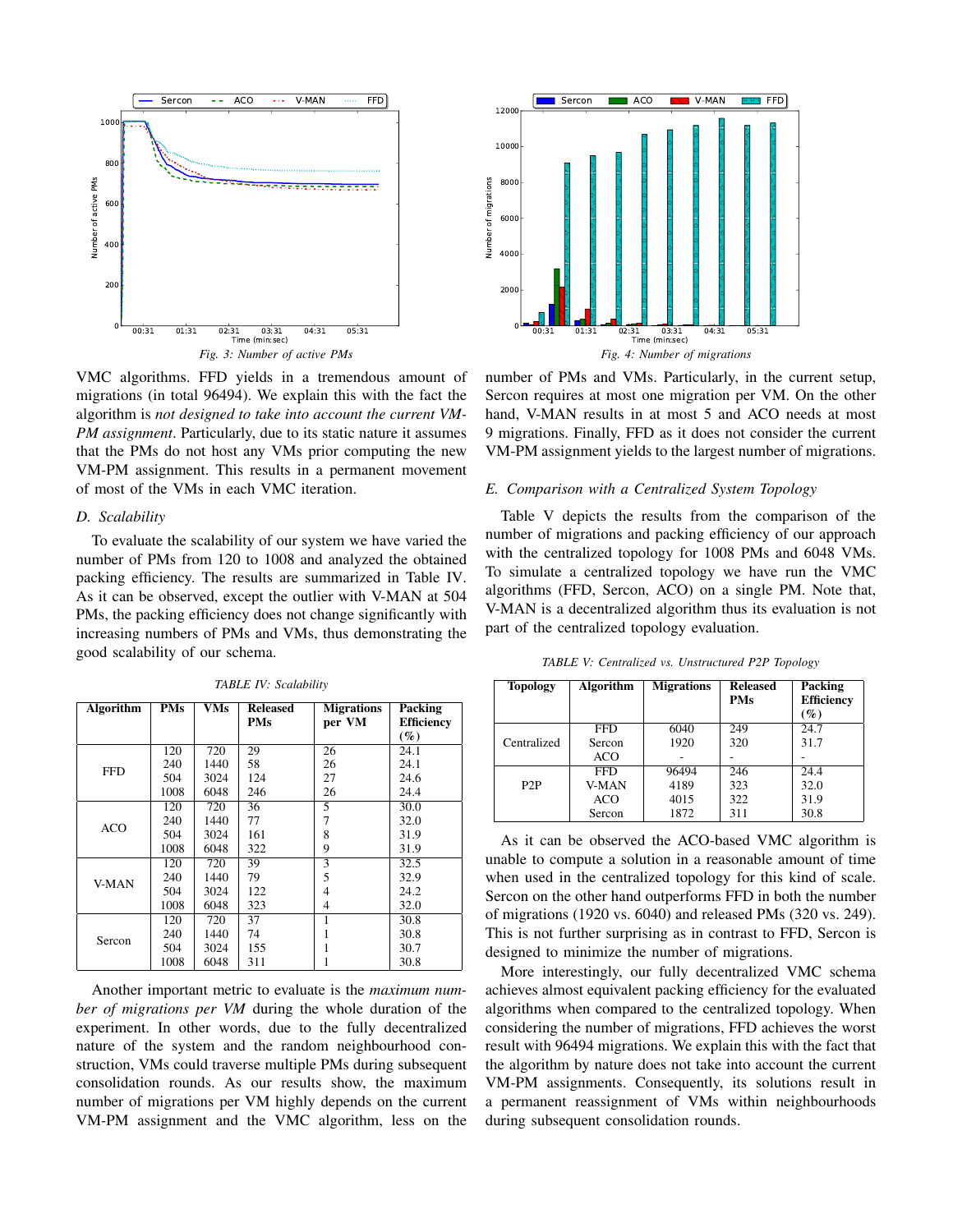Fig. 3: Number of active PMs

Fig. 4: Number of migrations

VMC algorithms. FFD yields in a tremendous amount of migrations (in total 96494). We explain this with the fact the algorithm is *not designed to take into account the current VM-PM assignment*. Particularly, due to its static nature it assumes that the PMs do not host any VMs prior computing the new VM-PM assignment. This results in a permanent movement of most of the VMs in each VMC iteration.

### D. Scalability

To evaluate the scalability of our system we have varied the number of PMs from 120 to 1008 and analyzed the obtained packing efficiency. The results are summarized in Table IV. As it can be observed, except the outlier with V-MAN at 504 PMs, the packing efficiency does not change significantly with increasing numbers of PMs and VMs, thus demonstrating the good scalability of our schema.

*TABLE IV: Scalability*

| Algorithm | PMs | VMs | Released PMs | Migrations per VM | Packing Efficiency (%) |
|---|---|---|---|---|---|
| FFD | 120 | 720 | 29 | 26 | 24.1 |
| | 240 | 1440 | 58 | 26 | 24.1 |
| | 504 | 3024 | 124 | 27 | 24.6 |
| | 1008 | 6048 | 246 | 26 | 24.4 |
| ACO | 120 | 720 | 36 | 5 | 30.0 |
| | 240 | 1440 | 77 | 7 | 32.0 |
| | 504 | 3024 | 161 | 8 | 31.9 |
| | 1008 | 6048 | 322 | 9 | 31.9 |
| V-MAN | 120 | 720 | 39 | 3 | 32.5 |
| | 240 | 1440 | 79 | 5 | 32.9 |
| | 504 | 3024 | 122 | 4 | 24.2 |
| | 1008 | 6048 | 323 | 4 | 32.0 |
| Sercon | 120 | 720 | 37 | 1 | 30.8 |
| | 240 | 1440 | 74 | 1 | 30.8 |
| | 504 | 3024 | 155 | 1 | 30.7 |
| | 1008 | 6048 | 311 | 1 | 30.8 |

Another important metric to evaluate is the *maximum number of migrations per VM* during the whole duration of the experiment. In other words, due to the fully decentralized nature of the system and the random neighbourhood construction, VMs could traverse multiple PMs during subsequent consolidation rounds. As our results show, the maximum number of migrations per VM highly depends on the current VM-PM assignment and the VMC algorithm, less on the number of PMs and VMs. Particularly, in the current setup, Sercon requires at most one migration per VM. On the other hand, V-MAN results in at most 5 and ACO needs at most 9 migrations. Finally, FFD as it does not consider the current VM-PM assignment yields to the largest number of migrations.

### E. Comparison with a Centralized System Topology

Table V depicts the results from the comparison of the number of migrations and packing efficiency of our approach with the centralized topology for 1008 PMs and 6048 VMs. To simulate a centralized topology we have run the VMC algorithms (FFD, Sercon, ACO) on a single PM. Note that, V-MAN is a decentralized algorithm thus its evaluation is not part of the centralized topology evaluation.

*TABLE V: Centralized vs. Unstructured P2P Topology*

| Topology | Algorithm | Migrations | Released PMs | Packing Efficiency (%) |
|---|---|---|---|---|
| Centralized | FFD | 6040 | 249 | 24.7 |
| | Sercon | 1920 | 320 | 31.7 |
| | ACO | - | - | - |
| P2P | FFD | 96494 | 246 | 24.4 |
| | V-MAN | 4189 | 323 | 32.0 |
| | ACO | 4015 | 322 | 31.9 |
| | Sercon | 1872 | 311 | 30.8 |

As it can be observed the ACO-based VMC algorithm is unable to compute a solution in a reasonable amount of time when used in the centralized topology for this kind of scale. Sercon on the other hand outperforms FFD in both the number of migrations (1920 vs. 6040) and released PMs (320 vs. 249). This is not further surprising as in contrast to FFD, Sercon is designed to minimize the number of migrations.

More interestingly, our fully decentralized VMC schema achieves almost equivalent packing efficiency for the evaluated algorithms when compared to the centralized topology. When considering the number of migrations, FFD achieves the worst result with 96494 migrations. We explain this with the fact that the algorithm by nature does not take into account the current VM-PM assignments. Consequently, its solutions result in a permanent reassignment of VMs within neighbourhoods during subsequent consolidation rounds.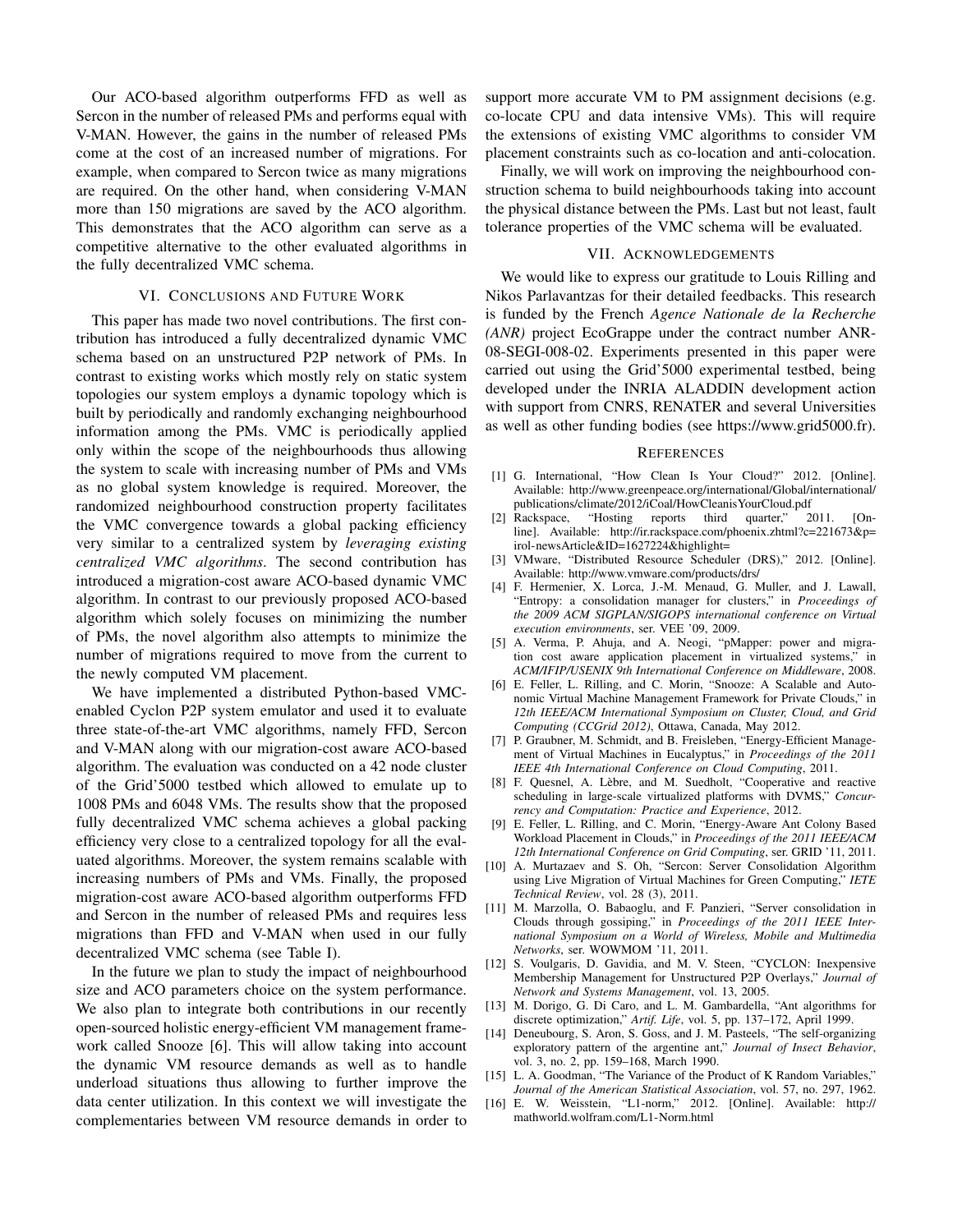Our ACO-based algorithm outperforms FFD as well as Sercon in the number of released PMs and performs equal with V-MAN. However, the gains in the number of released PMs come at the cost of an increased number of migrations. For example, when compared to Sercon twice as many migrations are required. On the other hand, when considering V-MAN more than 150 migrations are saved by the ACO algorithm. This demonstrates that the ACO algorithm can serve as a competitive alternative to the other evaluated algorithms in the fully decentralized VMC schema.

## VI. Conclusions and Future Work

This paper has made two novel contributions. The first contribution has introduced a fully decentralized dynamic VMC schema based on an unstructured P2P network of PMs. In contrast to existing works which mostly rely on static system topologies our system employs a dynamic topology which is built by periodically and randomly exchanging neighbourhood information among the PMs. VMC is periodically applied only within the scope of the neighbourhoods thus allowing the system to scale with increasing number of PMs and VMs as no global system knowledge is required. Moreover, the randomized neighbourhood construction property facilitates the VMC convergence towards a global packing efficiency very similar to a centralized system by *leveraging existing centralized VMC algorithms*. The second contribution has introduced a migration-cost aware ACO-based dynamic VMC algorithm. In contrast to our previously proposed ACO-based algorithm which solely focuses on minimizing the number of PMs, the novel algorithm also attempts to minimize the number of migrations required to move from the current to the newly computed VM placement.

We have implemented a distributed Python-based VMC-enabled Cyclon P2P system emulator and used it to evaluate three state-of-the-art VMC algorithms, namely FFD, Sercon and V-MAN along with our migration-cost aware ACO-based algorithm. The evaluation was conducted on a 42 node cluster of the Grid'5000 testbed which allowed to emulate up to 1008 PMs and 6048 VMs. The results show that the proposed fully decentralized VMC schema achieves a global packing efficiency very close to a centralized topology for all the evaluated algorithms. Moreover, the system remains scalable with increasing numbers of PMs and VMs. Finally, the proposed migration-cost aware ACO-based algorithm outperforms FFD and Sercon in the number of released PMs and requires less migrations than FFD and V-MAN when used in our fully decentralized VMC schema (see Table I).

In the future we plan to study the impact of neighbourhood size and ACO parameters choice on the system performance. We also plan to integrate both contributions in our recently open-sourced holistic energy-efficient VM management framework called Snooze [6]. This will allow taking into account the dynamic VM resource demands as well as to handle underload situations thus allowing to further improve the data center utilization. In this context we will investigate the complementaries between VM resource demands in order to support more accurate VM to PM assignment decisions (e.g. co-locate CPU and data intensive VMs). This will require the extensions of existing VMC algorithms to consider VM placement constraints such as co-location and anti-colocation.

Finally, we will work on improving the neighbourhood construction schema to build neighbourhoods taking into account the physical distance between the PMs. Last but not least, fault tolerance properties of the VMC schema will be evaluated.

## VII. Acknowledgements

We would like to express our gratitude to Louis Rilling and Nikos Parlavantzas for their detailed feedbacks. This research is funded by the French *Agence Nationale de la Recherche (ANR)* project EcoGrappe under the contract number ANR-08-SEGI-008-02. Experiments presented in this paper were carried out using the Grid'5000 experimental testbed, being developed under the INRIA ALADDIN development action with support from CNRS, RENATER and several Universities as well as other funding bodies (see https://www.grid5000.fr).

## References

[1] G. International, "How Clean Is Your Cloud?" 2012. [Online]. Available: http://www.greenpeace.org/international/Global/international/publications/climate/2012/iCoal/HowCleanisYourCloud.pdf

[2] Rackspace, "Hosting reports third quarter," 2011. [Online]. Available: http://ir.rackspace.com/phoenix.zhtml?c=221673&p=irol-newsArticle&ID=1627224&highlight=

[3] VMware, "Distributed Resource Scheduler (DRS)," 2012. [Online]. Available: http://www.vmware.com/products/drs/

[4] F. Hermenier, X. Lorca, J.-M. Menaud, G. Muller, and J. Lawall, "Entropy: a consolidation manager for clusters," in *Proceedings of the 2009 ACM SIGPLAN/SIGOPS international conference on Virtual execution environments*, ser. VEE '09, 2009.

[5] A. Verma, P. Ahuja, and A. Neogi, "pMapper: power and migration cost aware application placement in virtualized systems," in *ACM/IFIP/USENIX 9th International Conference on Middleware*, 2008.

[6] E. Feller, L. Rilling, and C. Morin, "Snooze: A Scalable and Autonomic Virtual Machine Management Framework for Private Clouds," in *12th IEEE/ACM International Symposium on Cluster, Cloud, and Grid Computing (CCGrid 2012)*, Ottawa, Canada, May 2012.

[7] P. Graubner, M. Schmidt, and B. Freisleben, "Energy-Efficient Management of Virtual Machines in Eucalyptus," in *Proceedings of the 2011 IEEE 4th International Conference on Cloud Computing*, 2011.

[8] F. Quesnel, A. Lèbre, and M. Suedholt, "Cooperative and reactive scheduling in large-scale virtualized platforms with DVMS," *Concurrency and Computation: Practice and Experience*, 2012.

[9] E. Feller, L. Rilling, and C. Morin, "Energy-Aware Ant Colony Based Workload Placement in Clouds," in *Proceedings of the 2011 IEEE/ACM 12th International Conference on Grid Computing*, ser. GRID '11, 2011.

[10] A. Murtazaev and S. Oh, "Sercon: Server Consolidation Algorithm using Live Migration of Virtual Machines for Green Computing," *IETE Technical Review*, vol. 28 (3), 2011.

[11] M. Marzolla, O. Babaoglu, and F. Panzieri, "Server consolidation in Clouds through gossiping," in *Proceedings of the 2011 IEEE International Symposium on a World of Wireless, Mobile and Multimedia Networks*, ser. WOWMOM '11, 2011.

[12] S. Voulgaris, D. Gavidia, and M. V. Steen, "CYCLON: Inexpensive Membership Management for Unstructured P2P Overlays," *Journal of Network and Systems Management*, vol. 13, 2005.

[13] M. Dorigo, G. Di Caro, and L. M. Gambardella, "Ant algorithms for discrete optimization," *Artif. Life*, vol. 5, pp. 137–172, April 1999.

[14] Deneubourg, S. Aron, S. Goss, and J. M. Pasteels, "The self-organizing exploratory pattern of the argentine ant," *Journal of Insect Behavior*, vol. 3, no. 2, pp. 159–168, March 1990.

[15] L. A. Goodman, "The Variance of the Product of K Random Variables," *Journal of the American Statistical Association*, vol. 57, no. 297, 1962.

[16] E. W. Weisstein, "L1-norm," 2012. [Online]. Available: http://mathworld.wolfram.com/L1-Norm.html